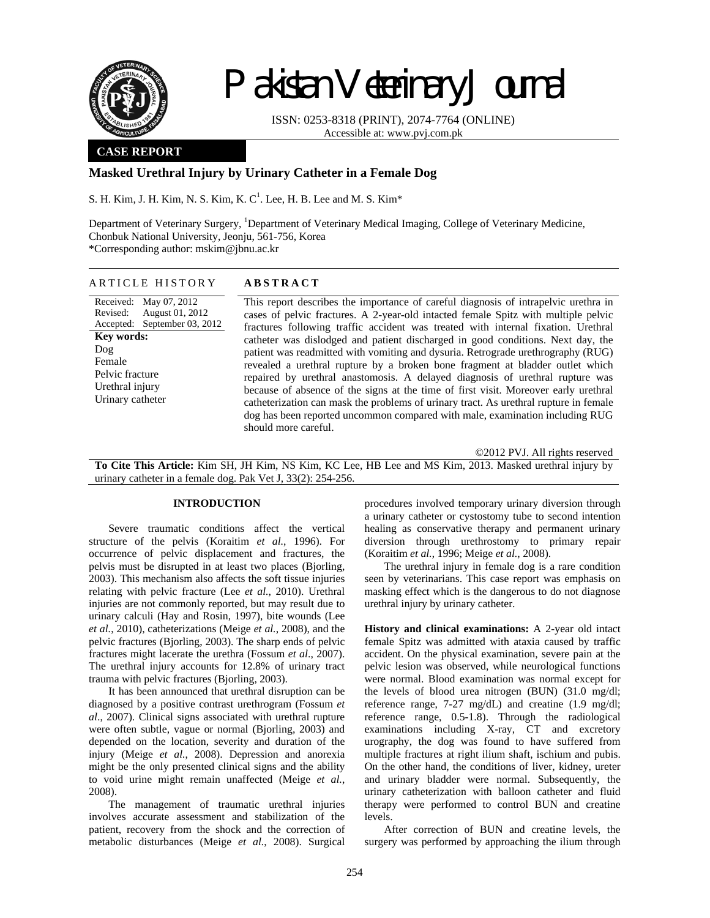# Pakistan Veterinary Journal

ISSN: 0253-8318 (PRINT), 2074-7764 (ONLINE)
Accessible at: www.pvj.com.pk

**CASE REPORT**

## Masked Urethral Injury by Urinary Catheter in a Female Dog

S. H. Kim, J. H. Kim, N. S. Kim, K. C[1]. Lee, H. B. Lee and M. S. Kim*

Department of Veterinary Surgery, [1]Department of Veterinary Medical Imaging, College of Veterinary Medicine, Chonbuk National University, Jeonju, 561-756, Korea
*Corresponding author: mskim@jbnu.ac.kr

**ARTICLE HISTORY**

Received: May 07, 2012
Revised: August 01, 2012
Accepted: September 03, 2012

**Key words:**
Dog
Female
Pelvic fracture
Urethral injury
Urinary catheter

**ABSTRACT**

This report describes the importance of careful diagnosis of intrapelvic urethra in cases of pelvic fractures. A 2-year-old intacted female Spitz with multiple pelvic fractures following traffic accident was treated with internal fixation. Urethral catheter was dislodged and patient discharged in good conditions. Next day, the patient was readmitted with vomiting and dysuria. Retrograde urethrography (RUG) revealed a urethral rupture by a broken bone fragment at bladder outlet which repaired by urethral anastomosis. A delayed diagnosis of urethral rupture was because of absence of the signs at the time of first visit. Moreover early urethral catheterization can mask the problems of urinary tract. As urethral rupture in female dog has been reported uncommon compared with male, examination including RUG should more careful.

©2012 PVJ. All rights reserved

**To Cite This Article:** Kim SH, JH Kim, NS Kim, KC Lee, HB Lee and MS Kim, 2013. Masked urethral injury by urinary catheter in a female dog. Pak Vet J, 33(2): 254-256.

### INTRODUCTION

Severe traumatic conditions affect the vertical structure of the pelvis (Koraitim *et al.*, 1996). For occurrence of pelvic displacement and fractures, the pelvis must be disrupted in at least two places (Bjorling, 2003). This mechanism also affects the soft tissue injuries relating with pelvic fracture (Lee *et al.*, 2010). Urethral injuries are not commonly reported, but may result due to urinary calculi (Hay and Rosin, 1997), bite wounds (Lee *et al.*, 2010), catheterizations (Meige *et al.*, 2008), and the pelvic fractures (Bjorling, 2003). The sharp ends of pelvic fractures might lacerate the urethra (Fossum *et al*., 2007). The urethral injury accounts for 12.8% of urinary tract trauma with pelvic fractures (Bjorling, 2003).

It has been announced that urethral disruption can be diagnosed by a positive contrast urethrogram (Fossum *et al*., 2007). Clinical signs associated with urethral rupture were often subtle, vague or normal (Bjorling, 2003) and depended on the location, severity and duration of the injury (Meige *et al.*, 2008). Depression and anorexia might be the only presented clinical signs and the ability to void urine might remain unaffected (Meige *et al.*, 2008).

The management of traumatic urethral injuries involves accurate assessment and stabilization of the patient, recovery from the shock and the correction of metabolic disturbances (Meige *et al.*, 2008). Surgical procedures involved temporary urinary diversion through a urinary catheter or cystostomy tube to second intention healing as conservative therapy and permanent urinary diversion through urethrostomy to primary repair (Koraitim *et al.*, 1996; Meige *et al.*, 2008).

The urethral injury in female dog is a rare condition seen by veterinarians. This case report was emphasis on masking effect which is the dangerous to do not diagnose urethral injury by urinary catheter.

**History and clinical examinations:** A 2-year old intact female Spitz was admitted with ataxia caused by traffic accident. On the physical examination, severe pain at the pelvic lesion was observed, while neurological functions were normal. Blood examination was normal except for the levels of blood urea nitrogen (BUN) (31.0 mg/dl; reference range, 7-27 mg/dL) and creatine (1.9 mg/dl; reference range, 0.5-1.8). Through the radiological examinations including X-ray, CT and excretory urography, the dog was found to have suffered from multiple fractures at right ilium shaft, ischium and pubis. On the other hand, the conditions of liver, kidney, ureter and urinary bladder were normal. Subsequently, the urinary catheterization with balloon catheter and fluid therapy were performed to control BUN and creatine levels.

After correction of BUN and creatine levels, the surgery was performed by approaching the ilium through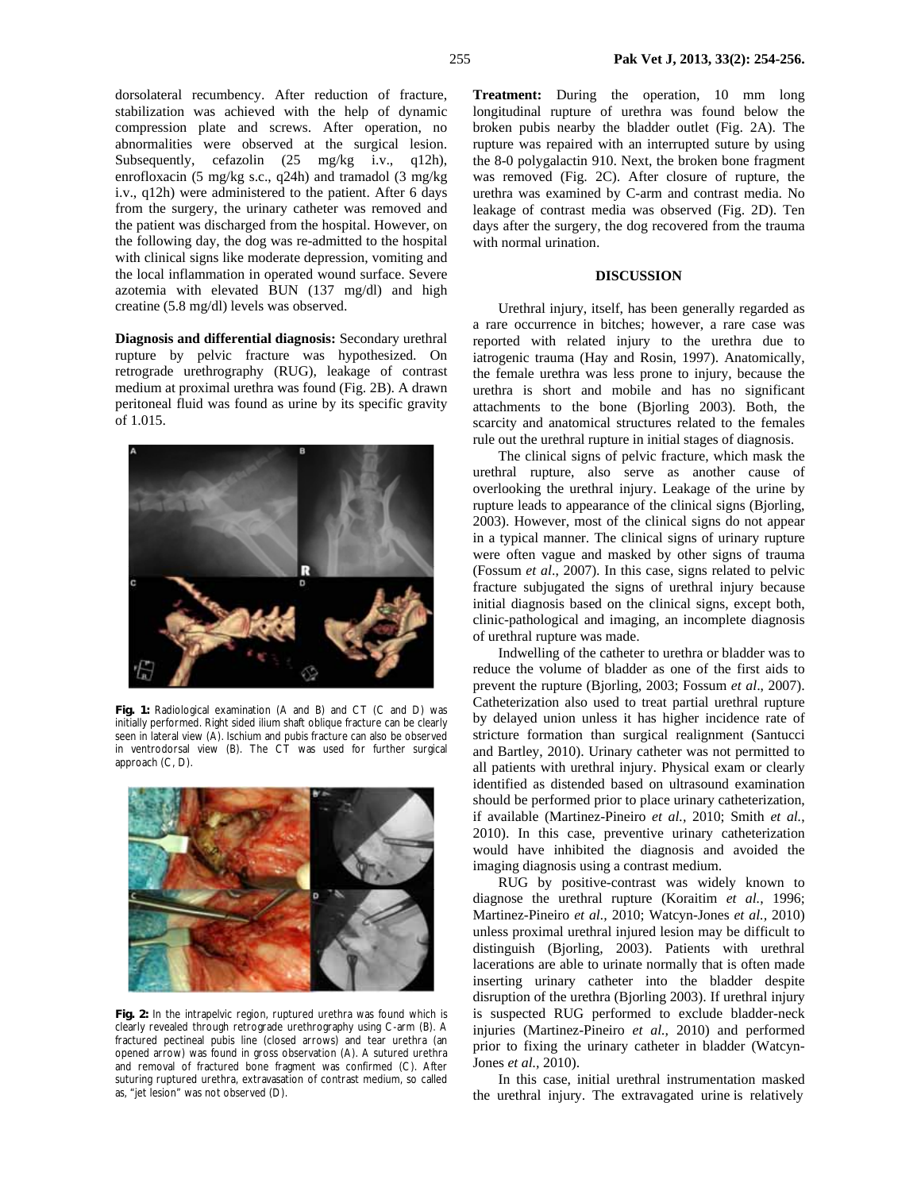dorsolateral recumbency. After reduction of fracture, stabilization was achieved with the help of dynamic compression plate and screws. After operation, no abnormalities were observed at the surgical lesion. Subsequently, cefazolin (25 mg/kg i.v., q12h), enrofloxacin (5 mg/kg s.c., q24h) and tramadol (3 mg/kg i.v., q12h) were administered to the patient. After 6 days from the surgery, the urinary catheter was removed and the patient was discharged from the hospital. However, on the following day, the dog was re-admitted to the hospital with clinical signs like moderate depression, vomiting and the local inflammation in operated wound surface. Severe azotemia with elevated BUN (137 mg/dl) and high creatine (5.8 mg/dl) levels was observed.

**Diagnosis and differential diagnosis:** Secondary urethral rupture by pelvic fracture was hypothesized. On retrograde urethrography (RUG), leakage of contrast medium at proximal urethra was found (Fig. 2B). A drawn peritoneal fluid was found as urine by its specific gravity of 1.015.

**Fig. 1:** Radiological examination (A and B) and CT (C and D) was initially performed. Right sided ilium shaft oblique fracture can be clearly seen in lateral view (A). Ischium and pubis fracture can also be observed in ventrodorsal view (B). The CT was used for further surgical approach (C, D).

**Fig. 2:** In the intrapelvic region, ruptured urethra was found which is clearly revealed through retrograde urethrography using C-arm (B). A fractured pectineal pubis line (closed arrows) and tear urethra (an opened arrow) was found in gross observation (A). A sutured urethra and removal of fractured bone fragment was confirmed (C). After suturing ruptured urethra, extravasation of contrast medium, so called as, "jet lesion" was not observed (D).

**Treatment:** During the operation, 10 mm long longitudinal rupture of urethra was found below the broken pubis nearby the bladder outlet (Fig. 2A). The rupture was repaired with an interrupted suture by using the 8-0 polygalactin 910. Next, the broken bone fragment was removed (Fig. 2C). After closure of rupture, the urethra was examined by C-arm and contrast media. No leakage of contrast media was observed (Fig. 2D). Ten days after the surgery, the dog recovered from the trauma with normal urination.

## DISCUSSION

Urethral injury, itself, has been generally regarded as a rare occurrence in bitches; however, a rare case was reported with related injury to the urethra due to iatrogenic trauma (Hay and Rosin, 1997). Anatomically, the female urethra was less prone to injury, because the urethra is short and mobile and has no significant attachments to the bone (Bjorling 2003). Both, the scarcity and anatomical structures related to the females rule out the urethral rupture in initial stages of diagnosis.

The clinical signs of pelvic fracture, which mask the urethral rupture, also serve as another cause of overlooking the urethral injury. Leakage of the urine by rupture leads to appearance of the clinical signs (Bjorling, 2003). However, most of the clinical signs do not appear in a typical manner. The clinical signs of urinary rupture were often vague and masked by other signs of trauma (Fossum *et al*., 2007). In this case, signs related to pelvic fracture subjugated the signs of urethral injury because initial diagnosis based on the clinical signs, except both, clinic-pathological and imaging, an incomplete diagnosis of urethral rupture was made.

Indwelling of the catheter to urethra or bladder was to reduce the volume of bladder as one of the first aids to prevent the rupture (Bjorling, 2003; Fossum *et al*., 2007). Catheterization also used to treat partial urethral rupture by delayed union unless it has higher incidence rate of stricture formation than surgical realignment (Santucci and Bartley, 2010). Urinary catheter was not permitted to all patients with urethral injury. Physical exam or clearly identified as distended based on ultrasound examination should be performed prior to place urinary catheterization, if available (Martinez-Pineiro *et al.,* 2010; Smith *et al.*, 2010). In this case, preventive urinary catheterization would have inhibited the diagnosis and avoided the imaging diagnosis using a contrast medium.

RUG by positive-contrast was widely known to diagnose the urethral rupture (Koraitim *et al.*, 1996; Martinez-Pineiro *et al.,* 2010; Watcyn-Jones *et al.,* 2010) unless proximal urethral injured lesion may be difficult to distinguish (Bjorling, 2003). Patients with urethral lacerations are able to urinate normally that is often made inserting urinary catheter into the bladder despite disruption of the urethra (Bjorling 2003). If urethral injury is suspected RUG performed to exclude bladder-neck injuries (Martinez-Pineiro *et al.,* 2010) and performed prior to fixing the urinary catheter in bladder (Watcyn-Jones *et al.,* 2010).

In this case, initial urethral instrumentation masked the urethral injury. The extravagated urine is relatively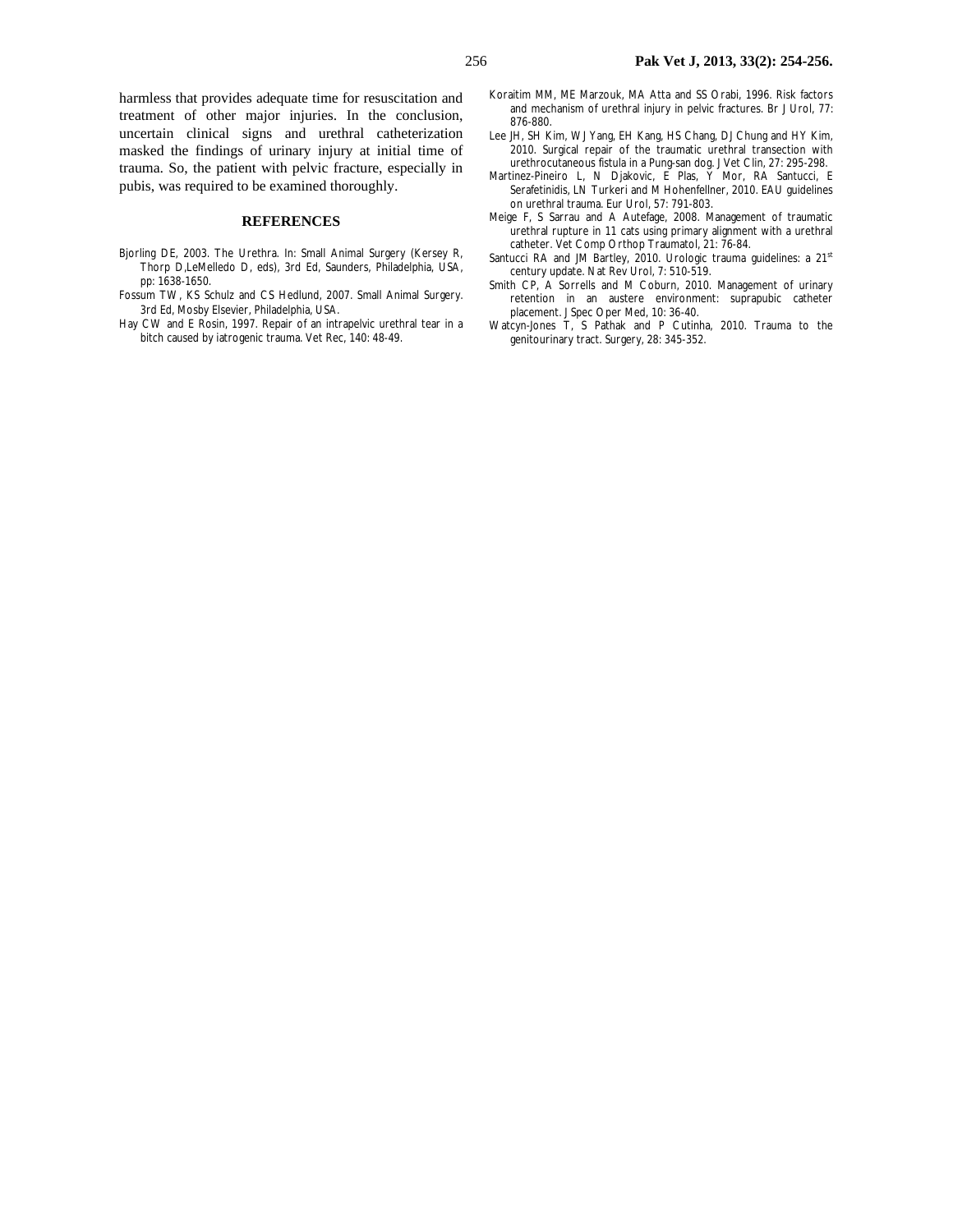harmless that provides adequate time for resuscitation and treatment of other major injuries. In the conclusion, uncertain clinical signs and urethral catheterization masked the findings of urinary injury at initial time of trauma. So, the patient with pelvic fracture, especially in pubis, was required to be examined thoroughly.

## REFERENCES

Bjorling DE, 2003. The Urethra. In: Small Animal Surgery (Kersey R, Thorp D,LeMelledo D, eds), 3rd Ed, Saunders, Philadelphia, USA, pp: 1638-1650.

Fossum TW, KS Schulz and CS Hedlund, 2007. Small Animal Surgery. 3rd Ed, Mosby Elsevier, Philadelphia, USA.

Hay CW and E Rosin, 1997. Repair of an intrapelvic urethral tear in a bitch caused by iatrogenic trauma. Vet Rec, 140: 48-49.

Koraitim MM, ME Marzouk, MA Atta and SS Orabi, 1996. Risk factors and mechanism of urethral injury in pelvic fractures. Br J Urol, 77: 876-880.

Lee JH, SH Kim, WJ Yang, EH Kang, HS Chang, DJ Chung and HY Kim, 2010. Surgical repair of the traumatic urethral transection with urethrocutaneous fistula in a Pung-san dog. J Vet Clin, 27: 295-298.

Martinez-Pineiro L, N Djakovic, E Plas, Y Mor, RA Santucci, E Serafetinidis, LN Turkeri and M Hohenfellner, 2010. EAU guidelines on urethral trauma. Eur Urol, 57: 791-803.

Meige F, S Sarrau and A Autefage, 2008. Management of traumatic urethral rupture in 11 cats using primary alignment with a urethral catheter. Vet Comp Orthop Traumatol, 21: 76-84.

Santucci RA and JM Bartley, 2010. Urologic trauma guidelines: a 21st century update. Nat Rev Urol, 7: 510-519.

Smith CP, A Sorrells and M Coburn, 2010. Management of urinary retention in an austere environment: suprapubic catheter placement. J Spec Oper Med, 10: 36-40.

Watcyn-Jones T, S Pathak and P Cutinha, 2010. Trauma to the genitourinary tract. Surgery, 28: 345-352.